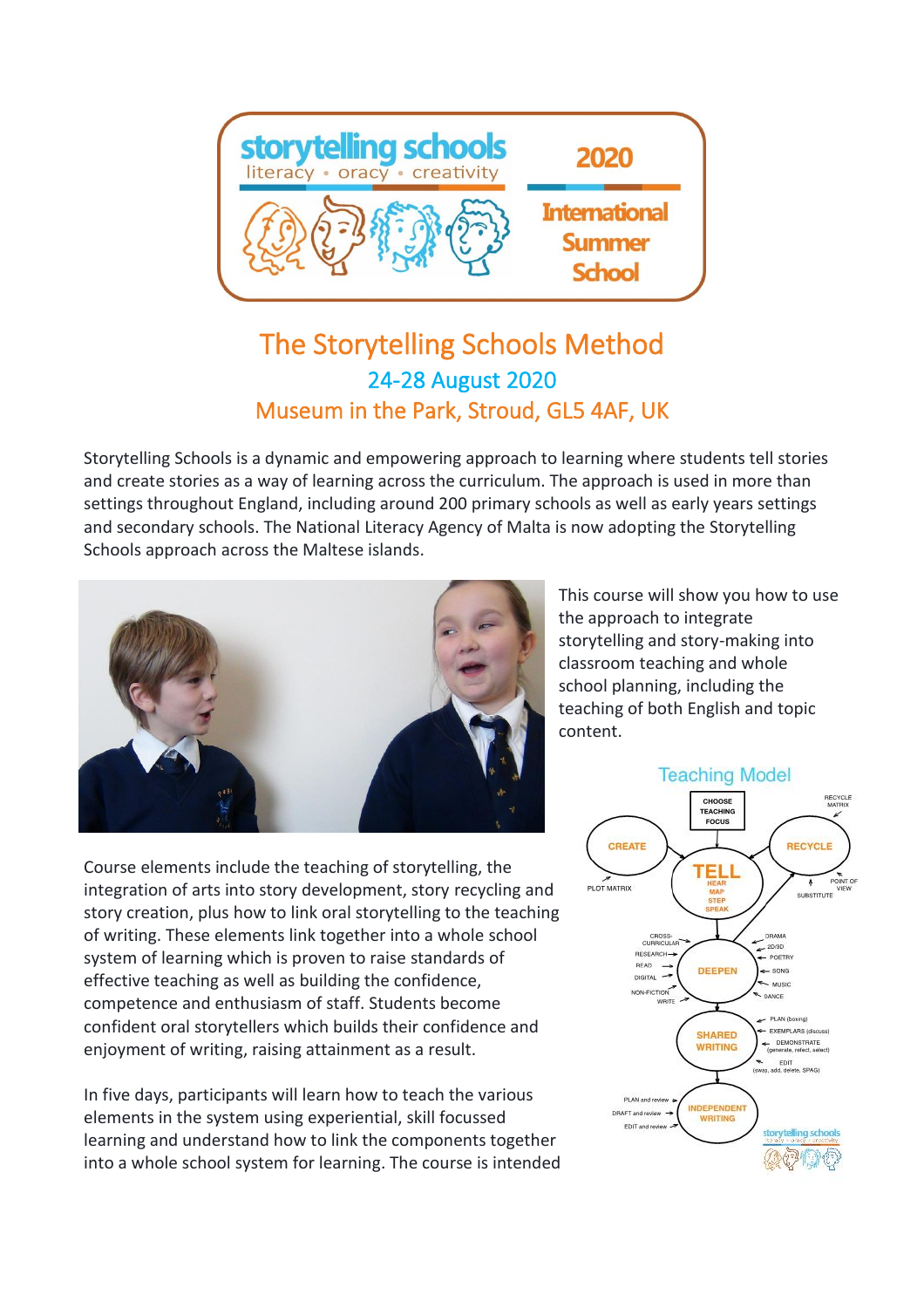storytelling schools
literacy • oracy • creativity

2020
International Summer School

# The Storytelling Schools Method

## 24-28 August 2020

## Museum in the Park, Stroud, GL5 4AF, UK

Storytelling Schools is a dynamic and empowering approach to learning where students tell stories and create stories as a way of learning across the curriculum. The approach is used in more than settings throughout England, including around 200 primary schools as well as early years settings and secondary schools. The National Literacy Agency of Malta is now adopting the Storytelling Schools approach across the Maltese islands.

This course will show you how to use the approach to integrate storytelling and story-making into classroom teaching and whole school planning, including the teaching of both English and topic content.

Course elements include the teaching of storytelling, the integration of arts into story development, story recycling and story creation, plus how to link oral storytelling to the teaching of writing. These elements link together into a whole school system of learning which is proven to raise standards of effective teaching as well as building the confidence, competence and enthusiasm of staff. Students become confident oral storytellers which builds their confidence and enjoyment of writing, raising attainment as a result.

In five days, participants will learn how to teach the various elements in the system using experiential, skill focussed learning and understand how to link the components together into a whole school system for learning. The course is intended

### Teaching Model

- CHOOSE TEACHING FOCUS
- CREATE (PLOT MATRIX)
- TELL: HEAR, MAP, STEP, SPEAK
- RECYCLE (RECYCLE MATRIX, POINT OF VIEW, SUBSTITUTE)
- DEEPEN: CROSS-CURRICULAR, RESEARCH, READ, DIGITAL, NON-FICTION WRITE, DRAMA, 2D/3D, POETRY, SONG, MUSIC, DANCE
- SHARED WRITING: PLAN (boxing), EXEMPLARS (discuss), DEMONSTRATE (generate, reflect, select), EDIT (swap, add, delete, SPAG)
- INDEPENDENT WRITING: PLAN and review, DRAFT and review, EDIT and review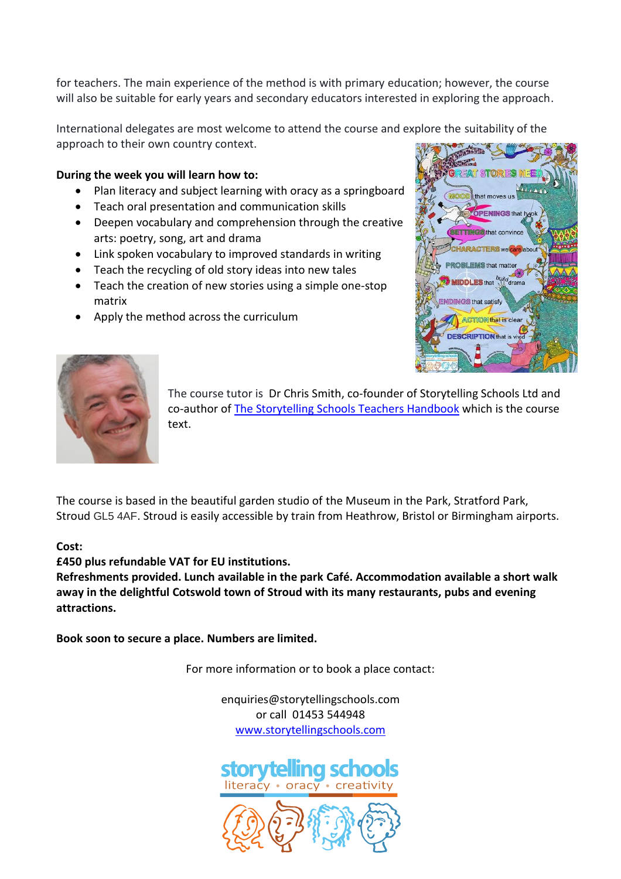for teachers. The main experience of the method is with primary education; however, the course will also be suitable for early years and secondary educators interested in exploring the approach.

International delegates are most welcome to attend the course and explore the suitability of the approach to their own country context.

**During the week you will learn how to:**

- Plan literacy and subject learning with oracy as a springboard
- Teach oral presentation and communication skills
- Deepen vocabulary and comprehension through the creative arts: poetry, song, art and drama
- Link spoken vocabulary to improved standards in writing
- Teach the recycling of old story ideas into new tales
- Teach the creation of new stories using a simple one-stop matrix
- Apply the method across the curriculum

The course tutor is Dr Chris Smith, co-founder of Storytelling Schools Ltd and co-author of [The Storytelling Schools Teachers Handbook]() which is the course text.

The course is based in the beautiful garden studio of the Museum in the Park, Stratford Park, Stroud GL5 4AF. Stroud is easily accessible by train from Heathrow, Bristol or Birmingham airports.

**Cost:**
**£450 plus refundable VAT for EU institutions.**
**Refreshments provided. Lunch available in the park Café. Accommodation available a short walk away in the delightful Cotswold town of Stroud with its many restaurants, pubs and evening attractions.**

**Book soon to secure a place. Numbers are limited.**

For more information or to book a place contact:

enquiries@storytellingschools.com
or call 01453 544948
[www.storytellingschools.com]()

storytelling schools
literacy • oracy • creativity